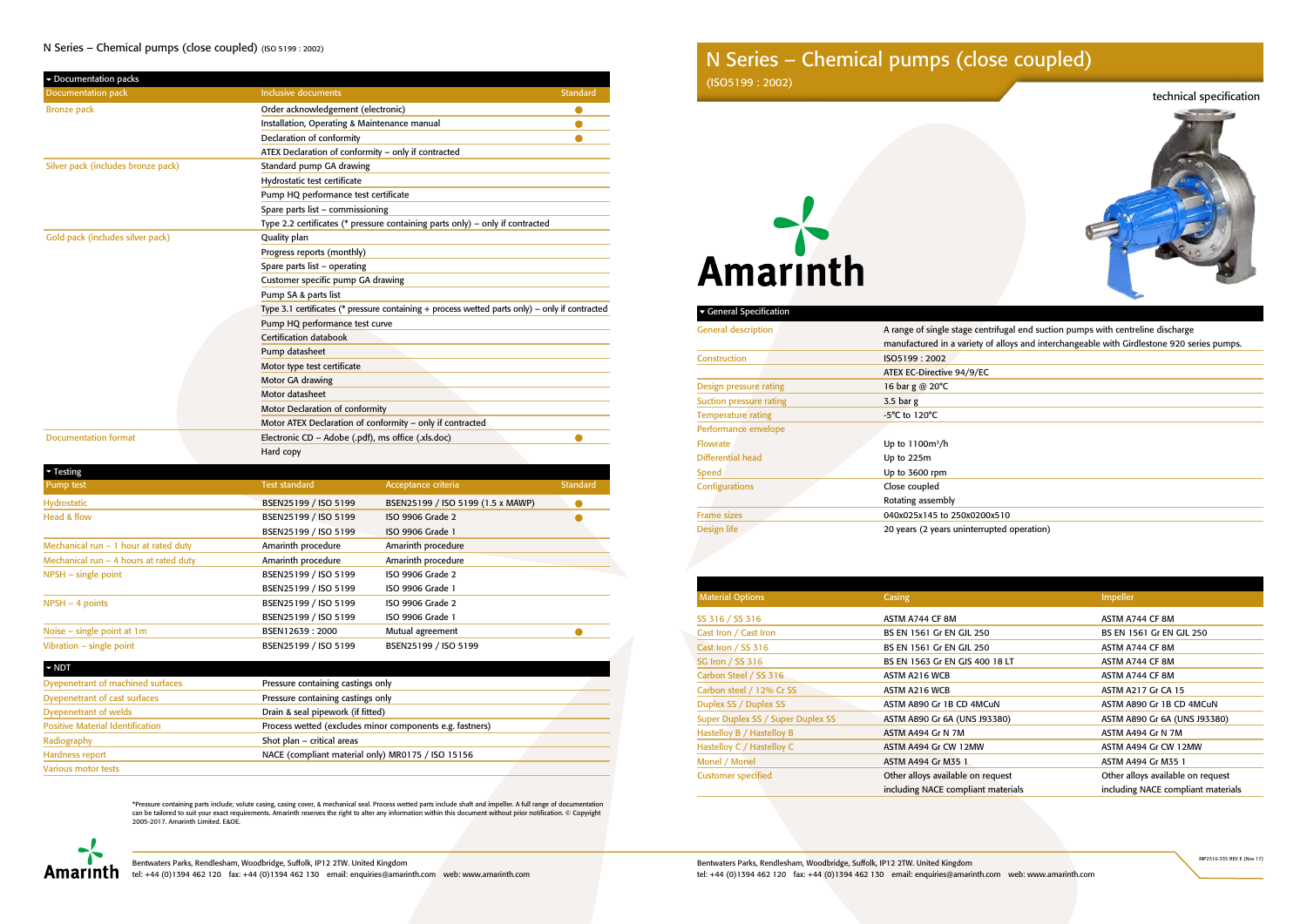# N Series – Chemical pumps (close coupled)

(ISO5199 : 2002)

technical specification

Amarinth

## General Specification

| | |
|---|---|
| General description | A range of single stage centrifugal end suction pumps with centreline discharge manufactured in a variety of alloys and interchangeable with Girdlestone 920 series pumps. |
| Construction | ISO5199 : 2002 |
| | ATEX EC-Directive 94/9/EC |
| Design pressure rating | 16 bar g @ 20°C |
| Suction pressure rating | 3.5 bar g |
| Temperature rating | -5°C to 120°C |
| Performance envelope | |
| Flowrate | Up to 1100m³/h |
| Differential head | Up to 225m |
| Speed | Up to 3600 rpm |
| Configurations | Close coupled |
| | Rotating assembly |
| Frame sizes | 040x025x145 to 250x0200x510 |
| Design life | 20 years (2 years uninterrupted operation) |

## Material Options

| Material Options | Casing | Impeller |
|---|---|---|
| SS 316 / SS 316 | ASTM A744 CF 8M | ASTM A744 CF 8M |
| Cast Iron / Cast Iron | BS EN 1561 Gr EN GJL 250 | BS EN 1561 Gr EN GJL 250 |
| Cast Iron / SS 316 | BS EN 1561 Gr EN GJL 250 | ASTM A744 CF 8M |
| SG Iron / SS 316 | BS EN 1563 Gr EN GJS 400 18 LT | ASTM A744 CF 8M |
| Carbon Steel / SS 316 | ASTM A216 WCB | ASTM A744 CF 8M |
| Carbon steel / 12% Cr SS | ASTM A216 WCB | ASTM A217 Gr CA 15 |
| Duplex SS / Duplex SS | ASTM A890 Gr 1B CD 4MCuN | ASTM A890 Gr 1B CD 4MCuN |
| Super Duplex SS / Super Duplex SS | ASTM A890 Gr 6A (UNS J93380) | ASTM A890 Gr 6A (UNS J93380) |
| Hastelloy B / Hastelloy B | ASTM A494 Gr N 7M | ASTM A494 Gr N 7M |
| Hastelloy C / Hastelloy C | ASTM A494 Gr CW 12MW | ASTM A494 Gr CW 12MW |
| Monel / Monel | ASTM A494 Gr M35 1 | ASTM A494 Gr M35 1 |
| Customer specified | Other alloys available on request including NACE compliant materials | Other alloys available on request including NACE compliant materials |

## Documentation packs

| Documentation pack | Inclusive documents | Standard |
|---|---|---|
| Bronze pack | Order acknowledgement (electronic) | ● |
| | Installation, Operating & Maintenance manual | ● |
| | Declaration of conformity | ● |
| | ATEX Declaration of conformity – only if contracted | |
| Silver pack (includes bronze pack) | Standard pump GA drawing | |
| | Hydrostatic test certificate | |
| | Pump HQ performance test certificate | |
| | Spare parts list – commissioning | |
| | Type 2.2 certificates (* pressure containing parts only) – only if contracted | |
| Gold pack (includes silver pack) | Quality plan | |
| | Progress reports (monthly) | |
| | Spare parts list – operating | |
| | Customer specific pump GA drawing | |
| | Pump SA & parts list | |
| | Type 3.1 certificates (* pressure containing + process wetted parts only) – only if contracted | |
| | Pump HQ performance test curve | |
| | Certification databook | |
| | Pump datasheet | |
| | Motor type test certificate | |
| | Motor GA drawing | |
| | Motor datasheet | |
| | Motor Declaration of conformity | |
| | Motor ATEX Declaration of conformity – only if contracted | |
| Documentation format | Electronic CD – Adobe (.pdf), ms office (.xls.doc) | ● |
| | Hard copy | |

## Testing

| Pump test | Test standard | Acceptance criteria | Standard |
|---|---|---|---|
| Hydrostatic | BSEN25199 / ISO 5199 | BSEN25199 / ISO 5199 (1.5 x MAWP) | ● |
| Head & flow | BSEN25199 / ISO 5199 | ISO 9906 Grade 2 | ● |
| | BSEN25199 / ISO 5199 | ISO 9906 Grade 1 | |
| Mechanical run – 1 hour at rated duty | Amarinth procedure | Amarinth procedure | |
| Mechanical run – 4 hours at rated duty | Amarinth procedure | Amarinth procedure | |
| NPSH – single point | BSEN25199 / ISO 5199 | ISO 9906 Grade 2 | |
| | BSEN25199 / ISO 5199 | ISO 9906 Grade 1 | |
| NPSH – 4 points | BSEN25199 / ISO 5199 | ISO 9906 Grade 2 | |
| | BSEN25199 / ISO 5199 | ISO 9906 Grade 1 | |
| Noise – single point at 1m | BSEN12639 : 2000 | Mutual agreement | ● |
| Vibration – single point | BSEN25199 / ISO 5199 | BSEN25199 / ISO 5199 | |

## NDT

| | |
|---|---|
| Dyepenetrant of machined surfaces | Pressure containing castings only |
| Dyepenetrant of cast surfaces | Pressure containing castings only |
| Dyepenetrant of welds | Drain & seal pipework (if fitted) |
| Positive Material Identification | Process wetted (excludes minor components e.g. fastners) |
| Radiography | Shot plan – critical areas |
| Hardness report | NACE (compliant material only) MR0175 / ISO 15156 |
| Various motor tests | |

*Pressure containing parts include; volute casing, casing cover, & mechanical seal. Process wetted parts include shaft and impeller. A full range of documentation can be tailored to suit your exact requirements. Amarinth reserves the right to alter any information within this document without prior notification. © Copyright 2005-2017. Amarinth Limited. E&OE.

Bentwaters Parks, Rendlesham, Woodbridge, Suffolk, IP12 2TW. United Kingdom
tel: +44 (0)1394 462 120 fax: +44 (0)1394 462 130 email: enquiries@amarinth.com web: www.amarinth.com

MP2510-335 REV E (Nov 17)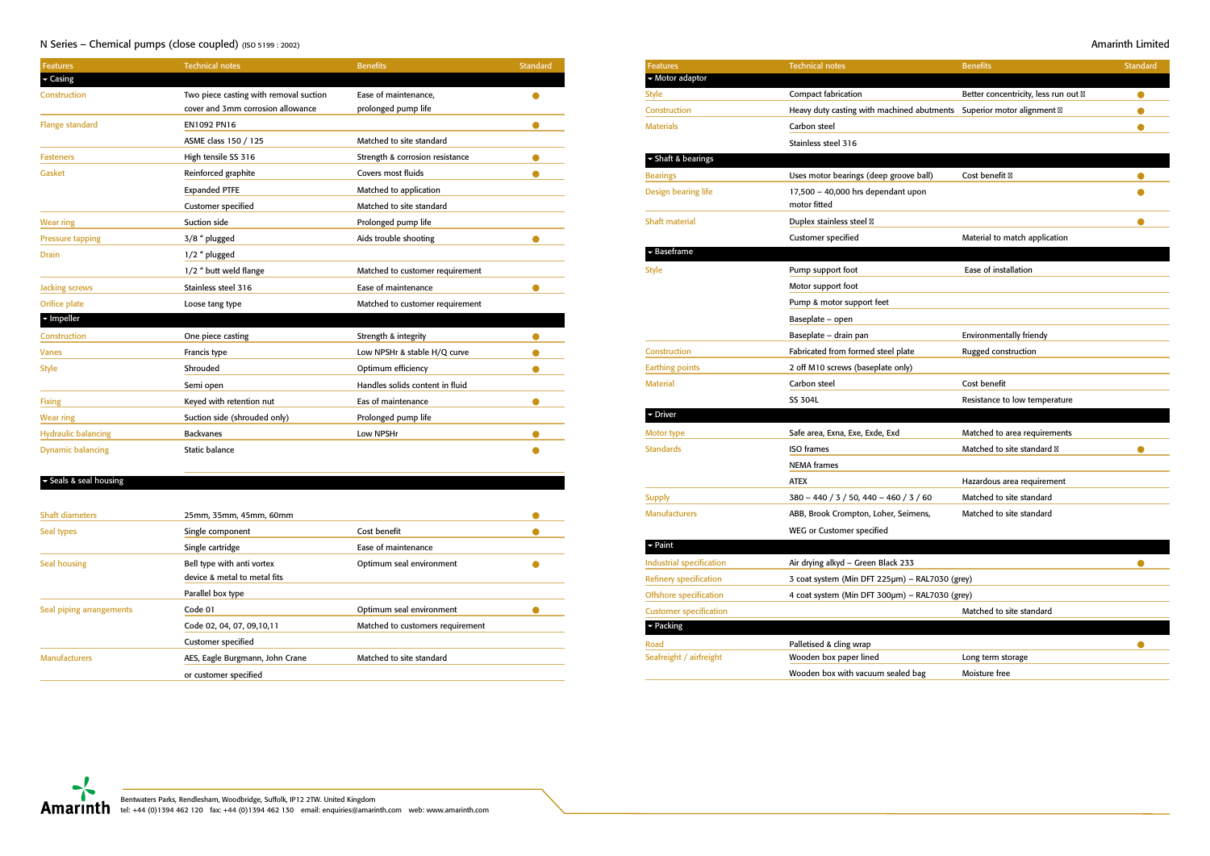# N Series – Chemical pumps (close coupled) (ISO 5199 : 2002)

Amarinth Limited

| Features | Technical notes | Benefits | Standard |
|---|---|---|---|
| **Casing** | | | |
| Construction | Two piece casting with removal suction cover and 3mm corrosion allowance | Ease of maintenance, prolonged pump life | ● |
| Flange standard | EN1092 PN16 | | ● |
| | ASME class 150 / 125 | Matched to site standard | |
| Fasteners | High tensile SS 316 | Strength & corrosion resistance | ● |
| Gasket | Reinforced graphite | Covers most fluids | ● |
| | Expanded PTFE | Matched to application | |
| | Customer specified | Matched to site standard | |
| Wear ring | Suction side | Prolonged pump life | |
| Pressure tapping | 3/8 " plugged | Aids trouble shooting | ● |
| Drain | 1/2 " plugged | | |
| | 1/2 " butt weld flange | Matched to customer requirement | |
| Jacking screws | Stainless steel 316 | Ease of maintenance | ● |
| Orifice plate | Loose tang type | Matched to customer requirement | |
| **Impeller** | | | |
| Construction | One piece casting | Strength & integrity | ● |
| Vanes | Francis type | Low NPSHr & stable H/Q curve | ● |
| Style | Shrouded | Optimum efficiency | ● |
| | Semi open | Handles solids content in fluid | |
| Fixing | Keyed with retention nut | Eas of maintenance | ● |
| Wear ring | Suction side (shrouded only) | Prolonged pump life | |
| Hydraulic balancing | Backvanes | Low NPSHr | ● |
| Dynamic balancing | Static balance | | ● |
| **Seals & seal housing** | | | |
| Shaft diameters | 25mm, 35mm, 45mm, 60mm | | ● |
| Seal types | Single component | Cost benefit | ● |
| | Single cartridge | Ease of maintenance | |
| Seal housing | Bell type with anti vortex device & metal to metal fits | Optimum seal environment | ● |
| | Parallel box type | | |
| Seal piping arrangements | Code 01 | Optimum seal environment | ● |
| | Code 02, 04, 07, 09,10,11 | Matched to customers requirement | |
| | Customer specified | | |
| Manufacturers | AES, Eagle Burgmann, John Crane or customer specified | Matched to site standard | |

| Features | Technical notes | Benefits | Standard |
|---|---|---|---|
| **Motor adaptor** | | | |
| Style | Compact fabrication | Better concentricity, less run out | ● |
| Construction | Heavy duty casting with machined abutments | Superior motor alignment | ● |
| Materials | Carbon steel | | ● |
| | Stainless steel 316 | | |
| **Shaft & bearings** | | | |
| Bearings | Uses motor bearings (deep groove ball) | Cost benefit | ● |
| Design bearing life | 17,500 – 40,000 hrs dependant upon motor fitted | | ● |
| Shaft material | Duplex stainless steel | | ● |
| | Customer specified | Material to match application | |
| **Baseframe** | | | |
| Style | Pump support foot | Ease of installation | |
| | Motor support foot | | |
| | Pump & motor support feet | | |
| | Baseplate – open | | |
| | Baseplate – drain pan | Environmentally friendy | |
| Construction | Fabricated from formed steel plate | Rugged construction | |
| Earthing points | 2 off M10 screws (baseplate only) | | |
| Material | Carbon steel | Cost benefit | |
| | SS 304L | Resistance to low temperature | |
| **Driver** | | | |
| Motor type | Safe area, Exna, Exe, Exde, Exd | Matched to area requirements | |
| Standards | ISO frames | Matched to site standard | ● |
| | NEMA frames | | |
| | ATEX | Hazardous area requirement | |
| Supply | 380 – 440 / 3 / 50, 440 – 460 / 3 / 60 | Matched to site standard | |
| Manufacturers | ABB, Brook Crompton, Loher, Seimens, WEG or Customer specified | Matched to site standard | |
| **Paint** | | | |
| Industrial specification | Air drying alkyd – Green Black 233 | | ● |
| Refinery specification | 3 coat system (Min DFT 225μm) – RAL7030 (grey) | | |
| Offshore specification | 4 coat system (Min DFT 300μm) – RAL7030 (grey) | | |
| Customer specification | | Matched to site standard | |
| **Packing** | | | |
| Road | Palletised & cling wrap | | ● |
| Seafreight / airfreight | Wooden box paper lined | Long term storage | |
| | Wooden box with vacuum sealed bag | Moisture free | |

Amarinth

Bentwaters Parks, Rendlesham, Woodbridge, Suffolk, IP12 2TW. United Kingdom
tel: +44 (0)1394 462 120 fax: +44 (0)1394 462 130 email: enquiries@amarinth.com web: www.amarinth.com